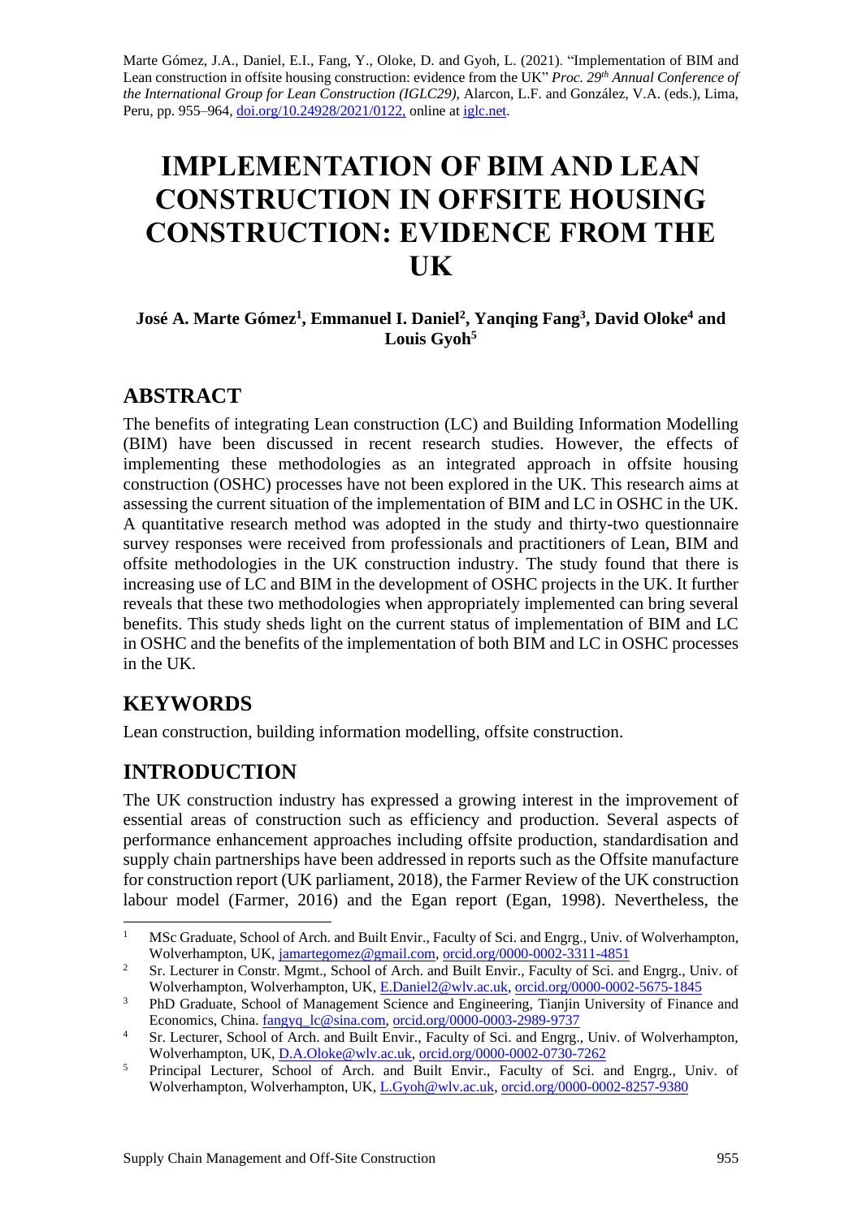Marte Gómez, J.A., Daniel, E.I., Fang, Y., Oloke, D. and Gyoh, L. (2021). "Implementation of BIM and Lean construction in offsite housing construction: evidence from the UK" *Proc. 29th Annual Conference of the International Group for Lean Construction (IGLC29),* Alarcon, L.F. and González, V.A. (eds.), Lima, Peru, pp. 955–964, doi.org/10.24928/2021/0122, online at iglc.net.

# IMPLEMENTATION OF BIM AND LEAN CONSTRUCTION IN OFFSITE HOUSING CONSTRUCTION: EVIDENCE FROM THE UK

**José A. Marte Gómez[1], Emmanuel I. Daniel[2], Yanqing Fang[3], David Oloke[4] and Louis Gyoh[5]**

## ABSTRACT

The benefits of integrating Lean construction (LC) and Building Information Modelling (BIM) have been discussed in recent research studies. However, the effects of implementing these methodologies as an integrated approach in offsite housing construction (OSHC) processes have not been explored in the UK. This research aims at assessing the current situation of the implementation of BIM and LC in OSHC in the UK. A quantitative research method was adopted in the study and thirty-two questionnaire survey responses were received from professionals and practitioners of Lean, BIM and offsite methodologies in the UK construction industry. The study found that there is increasing use of LC and BIM in the development of OSHC projects in the UK. It further reveals that these two methodologies when appropriately implemented can bring several benefits. This study sheds light on the current status of implementation of BIM and LC in OSHC and the benefits of the implementation of both BIM and LC in OSHC processes in the UK.

## KEYWORDS

Lean construction, building information modelling, offsite construction.

## INTRODUCTION

The UK construction industry has expressed a growing interest in the improvement of essential areas of construction such as efficiency and production. Several aspects of performance enhancement approaches including offsite production, standardisation and supply chain partnerships have been addressed in reports such as the Offsite manufacture for construction report (UK parliament, 2018), the Farmer Review of the UK construction labour model (Farmer, 2016) and the Egan report (Egan, 1998). Nevertheless, the

---

[1] MSc Graduate, School of Arch. and Built Envir., Faculty of Sci. and Engrg., Univ. of Wolverhampton, Wolverhampton, UK, jamartegomez@gmail.com, orcid.org/0000-0002-3311-4851

[2] Sr. Lecturer in Constr. Mgmt., School of Arch. and Built Envir., Faculty of Sci. and Engrg., Univ. of Wolverhampton, Wolverhampton, UK, E.Daniel2@wlv.ac.uk, orcid.org/0000-0002-5675-1845

[3] PhD Graduate, School of Management Science and Engineering, Tianjin University of Finance and Economics, China. fangyq_lc@sina.com, orcid.org/0000-0003-2989-9737

[4] Sr. Lecturer, School of Arch. and Built Envir., Faculty of Sci. and Engrg., Univ. of Wolverhampton, Wolverhampton, UK, D.A.Oloke@wlv.ac.uk, orcid.org/0000-0002-0730-7262

[5] Principal Lecturer, School of Arch. and Built Envir., Faculty of Sci. and Engrg., Univ. of Wolverhampton, Wolverhampton, UK, L.Gyoh@wlv.ac.uk, orcid.org/0000-0002-8257-9380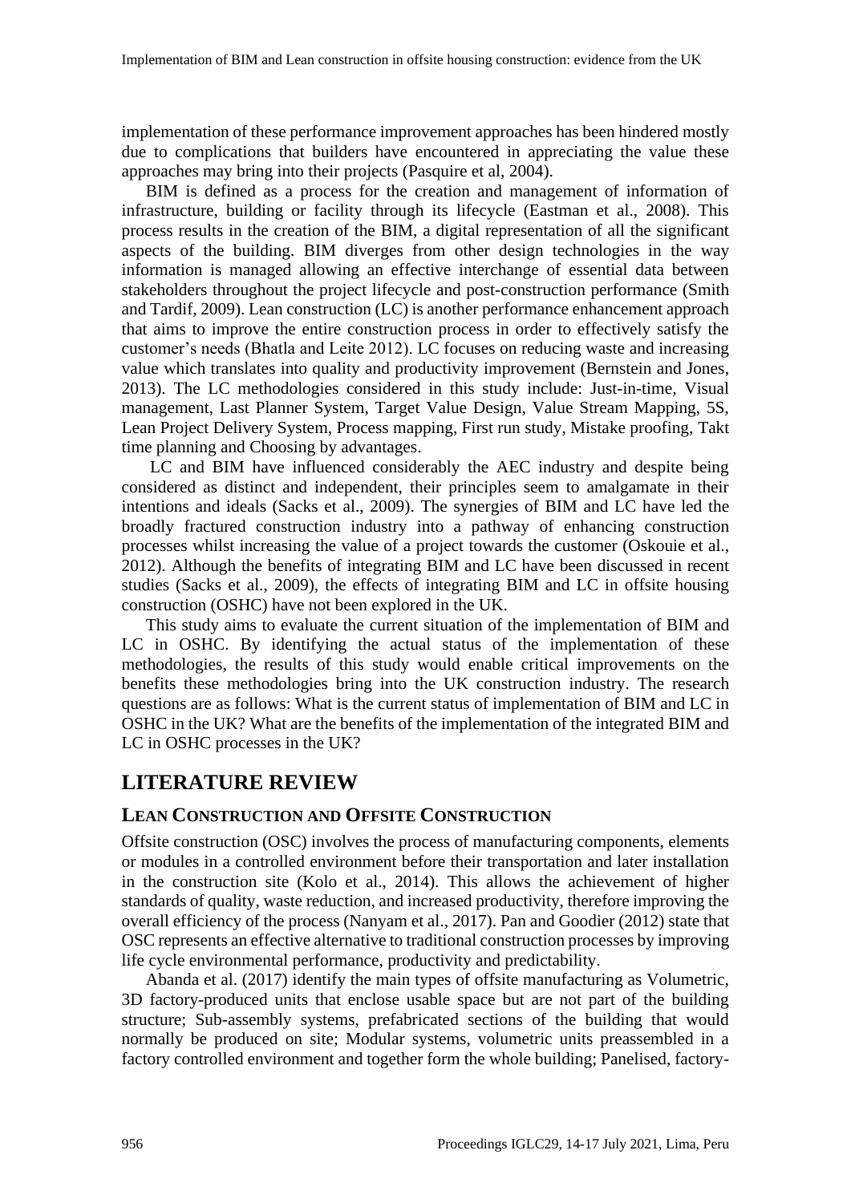implementation of these performance improvement approaches has been hindered mostly due to complications that builders have encountered in appreciating the value these approaches may bring into their projects (Pasquire et al, 2004).

BIM is defined as a process for the creation and management of information of infrastructure, building or facility through its lifecycle (Eastman et al., 2008). This process results in the creation of the BIM, a digital representation of all the significant aspects of the building. BIM diverges from other design technologies in the way information is managed allowing an effective interchange of essential data between stakeholders throughout the project lifecycle and post-construction performance (Smith and Tardif, 2009). Lean construction (LC) is another performance enhancement approach that aims to improve the entire construction process in order to effectively satisfy the customer's needs (Bhatla and Leite 2012). LC focuses on reducing waste and increasing value which translates into quality and productivity improvement (Bernstein and Jones, 2013). The LC methodologies considered in this study include: Just-in-time, Visual management, Last Planner System, Target Value Design, Value Stream Mapping, 5S, Lean Project Delivery System, Process mapping, First run study, Mistake proofing, Takt time planning and Choosing by advantages.

LC and BIM have influenced considerably the AEC industry and despite being considered as distinct and independent, their principles seem to amalgamate in their intentions and ideals (Sacks et al., 2009). The synergies of BIM and LC have led the broadly fractured construction industry into a pathway of enhancing construction processes whilst increasing the value of a project towards the customer (Oskouie et al., 2012). Although the benefits of integrating BIM and LC have been discussed in recent studies (Sacks et al., 2009), the effects of integrating BIM and LC in offsite housing construction (OSHC) have not been explored in the UK.

This study aims to evaluate the current situation of the implementation of BIM and LC in OSHC. By identifying the actual status of the implementation of these methodologies, the results of this study would enable critical improvements on the benefits these methodologies bring into the UK construction industry. The research questions are as follows: What is the current status of implementation of BIM and LC in OSHC in the UK? What are the benefits of the implementation of the integrated BIM and LC in OSHC processes in the UK?

# LITERATURE REVIEW

## LEAN CONSTRUCTION AND OFFSITE CONSTRUCTION

Offsite construction (OSC) involves the process of manufacturing components, elements or modules in a controlled environment before their transportation and later installation in the construction site (Kolo et al., 2014). This allows the achievement of higher standards of quality, waste reduction, and increased productivity, therefore improving the overall efficiency of the process (Nanyam et al., 2017). Pan and Goodier (2012) state that OSC represents an effective alternative to traditional construction processes by improving life cycle environmental performance, productivity and predictability.

Abanda et al. (2017) identify the main types of offsite manufacturing as Volumetric, 3D factory-produced units that enclose usable space but are not part of the building structure; Sub-assembly systems, prefabricated sections of the building that would normally be produced on site; Modular systems, volumetric units preassembled in a factory controlled environment and together form the whole building; Panelised, factory-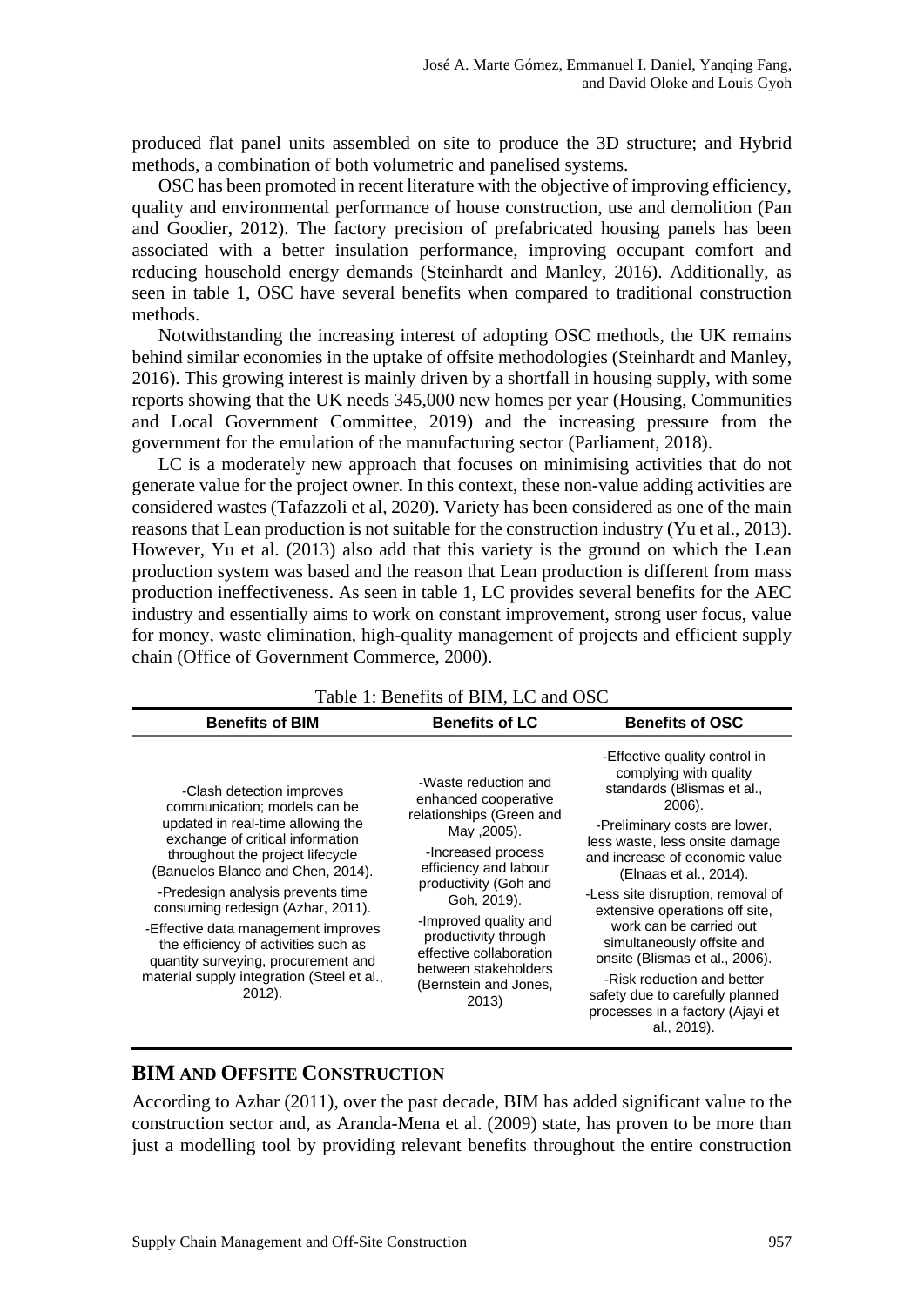produced flat panel units assembled on site to produce the 3D structure; and Hybrid methods, a combination of both volumetric and panelised systems.

OSC has been promoted in recent literature with the objective of improving efficiency, quality and environmental performance of house construction, use and demolition (Pan and Goodier, 2012). The factory precision of prefabricated housing panels has been associated with a better insulation performance, improving occupant comfort and reducing household energy demands (Steinhardt and Manley, 2016). Additionally, as seen in table 1, OSC have several benefits when compared to traditional construction methods.

Notwithstanding the increasing interest of adopting OSC methods, the UK remains behind similar economies in the uptake of offsite methodologies (Steinhardt and Manley, 2016). This growing interest is mainly driven by a shortfall in housing supply, with some reports showing that the UK needs 345,000 new homes per year (Housing, Communities and Local Government Committee, 2019) and the increasing pressure from the government for the emulation of the manufacturing sector (Parliament, 2018).

LC is a moderately new approach that focuses on minimising activities that do not generate value for the project owner. In this context, these non-value adding activities are considered wastes (Tafazzoli et al, 2020). Variety has been considered as one of the main reasons that Lean production is not suitable for the construction industry (Yu et al., 2013). However, Yu et al. (2013) also add that this variety is the ground on which the Lean production system was based and the reason that Lean production is different from mass production ineffectiveness. As seen in table 1, LC provides several benefits for the AEC industry and essentially aims to work on constant improvement, strong user focus, value for money, waste elimination, high-quality management of projects and efficient supply chain (Office of Government Commerce, 2000).

Table 1: Benefits of BIM, LC and OSC

| Benefits of BIM | Benefits of LC | Benefits of OSC |
| --- | --- | --- |
| -Clash detection improves communication; models can be updated in real-time allowing the exchange of critical information throughout the project lifecycle (Banuelos Blanco and Chen, 2014).<br>-Predesign analysis prevents time consuming redesign (Azhar, 2011).<br>-Effective data management improves the efficiency of activities such as quantity surveying, procurement and material supply integration (Steel et al., 2012). | -Waste reduction and enhanced cooperative relationships (Green and May ,2005).<br>-Increased process efficiency and labour productivity (Goh and Goh, 2019).<br>-Improved quality and productivity through effective collaboration between stakeholders (Bernstein and Jones, 2013) | -Effective quality control in complying with quality standards (Blismas et al., 2006).<br>-Preliminary costs are lower, less waste, less onsite damage and increase of economic value (Elnaas et al., 2014).<br>-Less site disruption, removal of extensive operations off site, work can be carried out simultaneously offsite and onsite (Blismas et al., 2006).<br>-Risk reduction and better safety due to carefully planned processes in a factory (Ajayi et al., 2019). |

## BIM AND OFFSITE CONSTRUCTION

According to Azhar (2011), over the past decade, BIM has added significant value to the construction sector and, as Aranda-Mena et al. (2009) state, has proven to be more than just a modelling tool by providing relevant benefits throughout the entire construction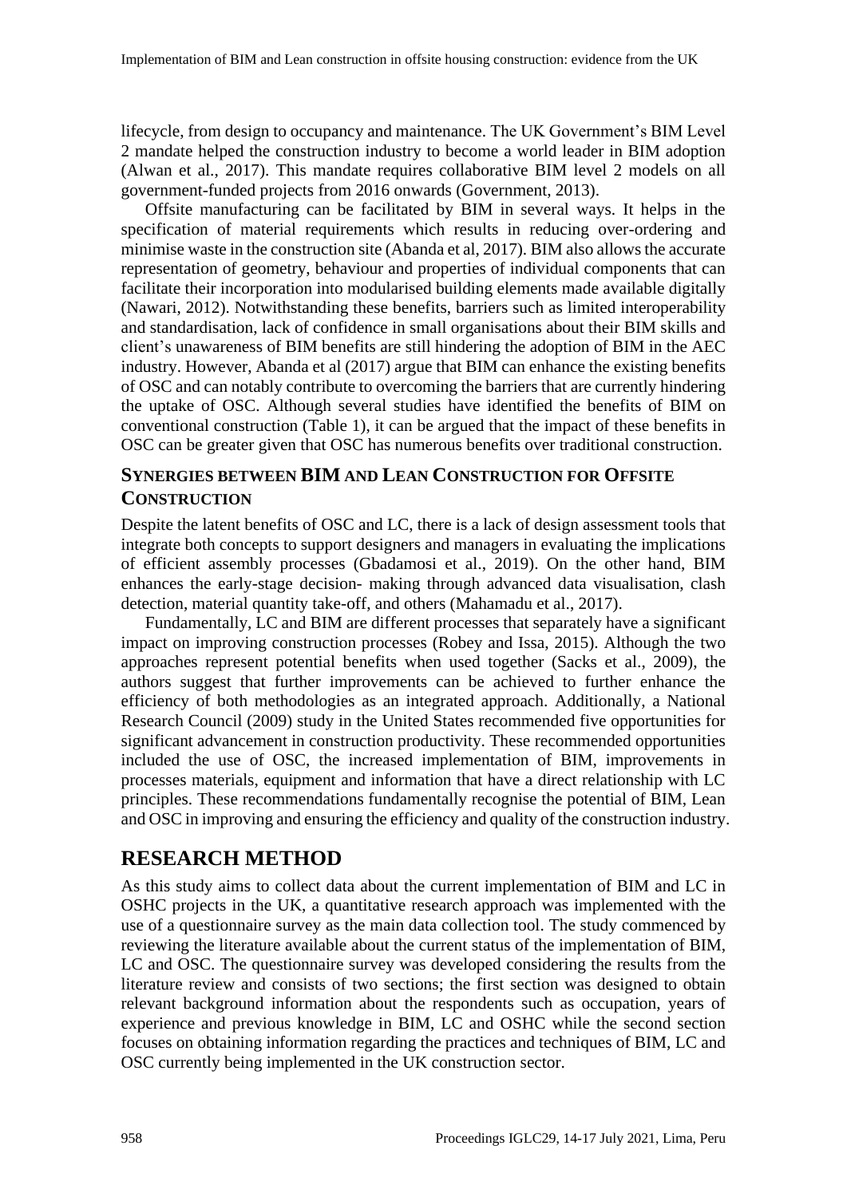lifecycle, from design to occupancy and maintenance. The UK Government's BIM Level 2 mandate helped the construction industry to become a world leader in BIM adoption (Alwan et al., 2017). This mandate requires collaborative BIM level 2 models on all government-funded projects from 2016 onwards (Government, 2013).

Offsite manufacturing can be facilitated by BIM in several ways. It helps in the specification of material requirements which results in reducing over-ordering and minimise waste in the construction site (Abanda et al, 2017). BIM also allows the accurate representation of geometry, behaviour and properties of individual components that can facilitate their incorporation into modularised building elements made available digitally (Nawari, 2012). Notwithstanding these benefits, barriers such as limited interoperability and standardisation, lack of confidence in small organisations about their BIM skills and client's unawareness of BIM benefits are still hindering the adoption of BIM in the AEC industry. However, Abanda et al (2017) argue that BIM can enhance the existing benefits of OSC and can notably contribute to overcoming the barriers that are currently hindering the uptake of OSC. Although several studies have identified the benefits of BIM on conventional construction (Table 1), it can be argued that the impact of these benefits in OSC can be greater given that OSC has numerous benefits over traditional construction.

### SYNERGIES BETWEEN BIM AND LEAN CONSTRUCTION FOR OFFSITE CONSTRUCTION

Despite the latent benefits of OSC and LC, there is a lack of design assessment tools that integrate both concepts to support designers and managers in evaluating the implications of efficient assembly processes (Gbadamosi et al., 2019). On the other hand, BIM enhances the early-stage decision- making through advanced data visualisation, clash detection, material quantity take-off, and others (Mahamadu et al., 2017).

Fundamentally, LC and BIM are different processes that separately have a significant impact on improving construction processes (Robey and Issa, 2015). Although the two approaches represent potential benefits when used together (Sacks et al., 2009), the authors suggest that further improvements can be achieved to further enhance the efficiency of both methodologies as an integrated approach. Additionally, a National Research Council (2009) study in the United States recommended five opportunities for significant advancement in construction productivity. These recommended opportunities included the use of OSC, the increased implementation of BIM, improvements in processes materials, equipment and information that have a direct relationship with LC principles. These recommendations fundamentally recognise the potential of BIM, Lean and OSC in improving and ensuring the efficiency and quality of the construction industry.

## RESEARCH METHOD

As this study aims to collect data about the current implementation of BIM and LC in OSHC projects in the UK, a quantitative research approach was implemented with the use of a questionnaire survey as the main data collection tool. The study commenced by reviewing the literature available about the current status of the implementation of BIM, LC and OSC. The questionnaire survey was developed considering the results from the literature review and consists of two sections; the first section was designed to obtain relevant background information about the respondents such as occupation, years of experience and previous knowledge in BIM, LC and OSHC while the second section focuses on obtaining information regarding the practices and techniques of BIM, LC and OSC currently being implemented in the UK construction sector.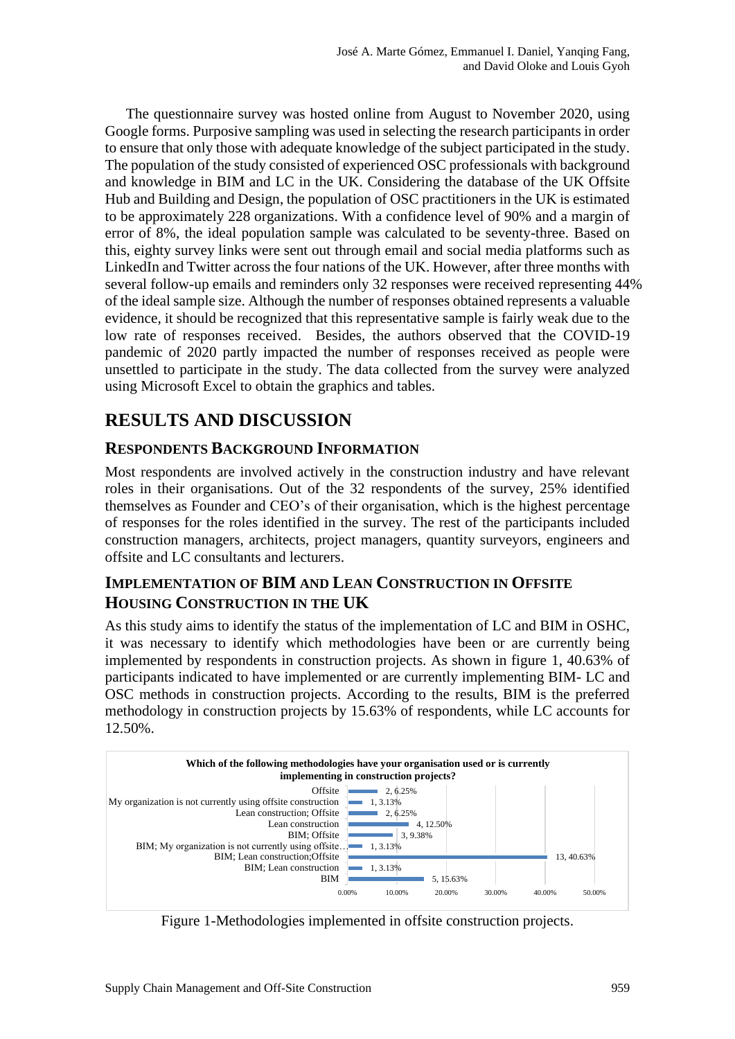The questionnaire survey was hosted online from August to November 2020, using Google forms. Purposive sampling was used in selecting the research participants in order to ensure that only those with adequate knowledge of the subject participated in the study. The population of the study consisted of experienced OSC professionals with background and knowledge in BIM and LC in the UK. Considering the database of the UK Offsite Hub and Building and Design, the population of OSC practitioners in the UK is estimated to be approximately 228 organizations. With a confidence level of 90% and a margin of error of 8%, the ideal population sample was calculated to be seventy-three. Based on this, eighty survey links were sent out through email and social media platforms such as LinkedIn and Twitter across the four nations of the UK. However, after three months with several follow-up emails and reminders only 32 responses were received representing 44% of the ideal sample size. Although the number of responses obtained represents a valuable evidence, it should be recognized that this representative sample is fairly weak due to the low rate of responses received. Besides, the authors observed that the COVID-19 pandemic of 2020 partly impacted the number of responses received as people were unsettled to participate in the study. The data collected from the survey were analyzed using Microsoft Excel to obtain the graphics and tables.

# RESULTS AND DISCUSSION

## RESPONDENTS BACKGROUND INFORMATION

Most respondents are involved actively in the construction industry and have relevant roles in their organisations. Out of the 32 respondents of the survey, 25% identified themselves as Founder and CEO's of their organisation, which is the highest percentage of responses for the roles identified in the survey. The rest of the participants included construction managers, architects, project managers, quantity surveyors, engineers and offsite and LC consultants and lecturers.

## IMPLEMENTATION OF BIM AND LEAN CONSTRUCTION IN OFFSITE HOUSING CONSTRUCTION IN THE UK

As this study aims to identify the status of the implementation of LC and BIM in OSHC, it was necessary to identify which methodologies have been or are currently being implemented by respondents in construction projects. As shown in figure 1, 40.63% of participants indicated to have implemented or are currently implementing BIM- LC and OSC methods in construction projects. According to the results, BIM is the preferred methodology in construction projects by 15.63% of respondents, while LC accounts for 12.50%.

**Which of the following methodologies have your organisation used or is currently implementing in construction projects?**

| Methodology | Responses |
|---|---|
| Offsite | 2, 6.25% |
| My organization is not currently using offsite construction | 1, 3.13% |
| Lean construction; Offsite | 2, 6.25% |
| Lean construction | 4, 12.50% |
| BIM; Offsite | 3, 9.38% |
| BIM; My organization is not currently using offsite… | 1, 3.13% |
| BIM; Lean construction;Offsite | 13, 40.63% |
| BIM; Lean construction | 1, 3.13% |
| BIM | 5, 15.63% |

Figure 1-Methodologies implemented in offsite construction projects.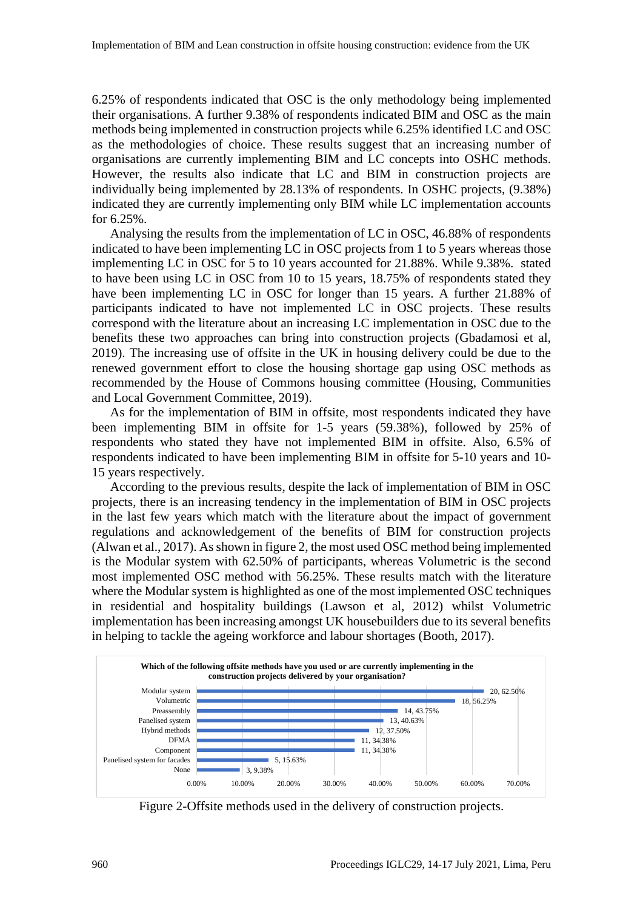6.25% of respondents indicated that OSC is the only methodology being implemented their organisations. A further 9.38% of respondents indicated BIM and OSC as the main methods being implemented in construction projects while 6.25% identified LC and OSC as the methodologies of choice. These results suggest that an increasing number of organisations are currently implementing BIM and LC concepts into OSHC methods. However, the results also indicate that LC and BIM in construction projects are individually being implemented by 28.13% of respondents. In OSHC projects, (9.38%) indicated they are currently implementing only BIM while LC implementation accounts for 6.25%.

Analysing the results from the implementation of LC in OSC, 46.88% of respondents indicated to have been implementing LC in OSC projects from 1 to 5 years whereas those implementing LC in OSC for 5 to 10 years accounted for 21.88%. While 9.38%. stated to have been using LC in OSC from 10 to 15 years, 18.75% of respondents stated they have been implementing LC in OSC for longer than 15 years. A further 21.88% of participants indicated to have not implemented LC in OSC projects. These results correspond with the literature about an increasing LC implementation in OSC due to the benefits these two approaches can bring into construction projects (Gbadamosi et al, 2019). The increasing use of offsite in the UK in housing delivery could be due to the renewed government effort to close the housing shortage gap using OSC methods as recommended by the House of Commons housing committee (Housing, Communities and Local Government Committee, 2019).

As for the implementation of BIM in offsite, most respondents indicated they have been implementing BIM in offsite for 1-5 years (59.38%), followed by 25% of respondents who stated they have not implemented BIM in offsite. Also, 6.5% of respondents indicated to have been implementing BIM in offsite for 5-10 years and 10-15 years respectively.

According to the previous results, despite the lack of implementation of BIM in OSC projects, there is an increasing tendency in the implementation of BIM in OSC projects in the last few years which match with the literature about the impact of government regulations and acknowledgement of the benefits of BIM for construction projects (Alwan et al., 2017). As shown in figure 2, the most used OSC method being implemented is the Modular system with 62.50% of participants, whereas Volumetric is the second most implemented OSC method with 56.25%. These results match with the literature where the Modular system is highlighted as one of the most implemented OSC techniques in residential and hospitality buildings (Lawson et al, 2012) whilst Volumetric implementation has been increasing amongst UK housebuilders due to its several benefits in helping to tackle the ageing workforce and labour shortages (Booth, 2017).

**Which of the following offsite methods have you used or are currently implementing in the construction projects delivered by your organisation?**

| Method | Count | Percentage |
|---|---|---|
| Modular system | 20 | 62.50% |
| Volumetric | 18 | 56.25% |
| Preassembly | 14 | 43.75% |
| Panelised system | 13 | 40.63% |
| Hybrid methods | 12 | 37.50% |
| DFMA | 11 | 34.38% |
| Component | 11 | 34.38% |
| Panelised system for facades | 5 | 15.63% |
| None | 3 | 9.38% |

Figure 2-Offsite methods used in the delivery of construction projects.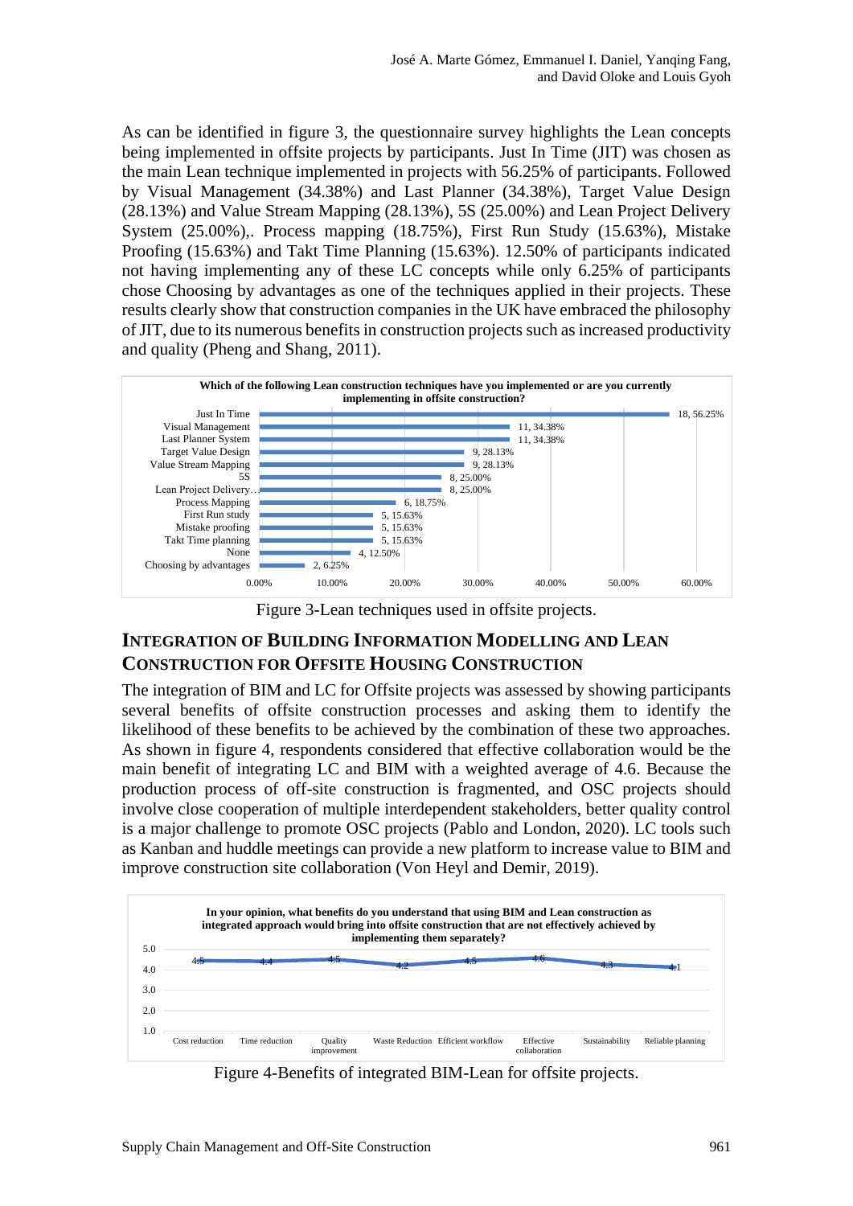As can be identified in figure 3, the questionnaire survey highlights the Lean concepts being implemented in offsite projects by participants. Just In Time (JIT) was chosen as the main Lean technique implemented in projects with 56.25% of participants. Followed by Visual Management (34.38%) and Last Planner (34.38%), Target Value Design (28.13%) and Value Stream Mapping (28.13%), 5S (25.00%) and Lean Project Delivery System (25.00%),. Process mapping (18.75%), First Run Study (15.63%), Mistake Proofing (15.63%) and Takt Time Planning (15.63%). 12.50% of participants indicated not having implementing any of these LC concepts while only 6.25% of participants chose Choosing by advantages as one of the techniques applied in their projects. These results clearly show that construction companies in the UK have embraced the philosophy of JIT, due to its numerous benefits in construction projects such as increased productivity and quality (Pheng and Shang, 2011).

**Which of the following Lean construction techniques have you implemented or are you currently implementing in offsite construction?**

| Technique | Count, % |
|---|---|
| Just In Time | 18, 56.25% |
| Visual Management | 11, 34.38% |
| Last Planner System | 11, 34.38% |
| Target Value Design | 9, 28.13% |
| Value Stream Mapping | 9, 28.13% |
| 5S | 8, 25.00% |
| Lean Project Delivery… | 8, 25.00% |
| Process Mapping | 6, 18.75% |
| First Run study | 5, 15.63% |
| Mistake proofing | 5, 15.63% |
| Takt Time planning | 5, 15.63% |
| None | 4, 12.50% |
| Choosing by advantages | 2, 6.25% |

Figure 3-Lean techniques used in offsite projects.

## INTEGRATION OF BUILDING INFORMATION MODELLING AND LEAN CONSTRUCTION FOR OFFSITE HOUSING CONSTRUCTION

The integration of BIM and LC for Offsite projects was assessed by showing participants several benefits of offsite construction processes and asking them to identify the likelihood of these benefits to be achieved by the combination of these two approaches. As shown in figure 4, respondents considered that effective collaboration would be the main benefit of integrating LC and BIM with a weighted average of 4.6. Because the production process of off-site construction is fragmented, and OSC projects should involve close cooperation of multiple interdependent stakeholders, better quality control is a major challenge to promote OSC projects (Pablo and London, 2020). LC tools such as Kanban and huddle meetings can provide a new platform to increase value to BIM and improve construction site collaboration (Von Heyl and Demir, 2019).

**In your opinion, what benefits do you understand that using BIM and Lean construction as integrated approach would bring into offsite construction that are not effectively achieved by implementing them separately?**

| Benefit | Weighted average |
|---|---|
| Cost reduction | 4.5 |
| Time reduction | 4.4 |
| Quality improvement | 4.5 |
| Waste Reduction | 4.2 |
| Efficient workflow | 4.5 |
| Effective collaboration | 4.6 |
| Sustainability | 4.3 |
| Reliable planning | 4.1 |

Figure 4-Benefits of integrated BIM-Lean for offsite projects.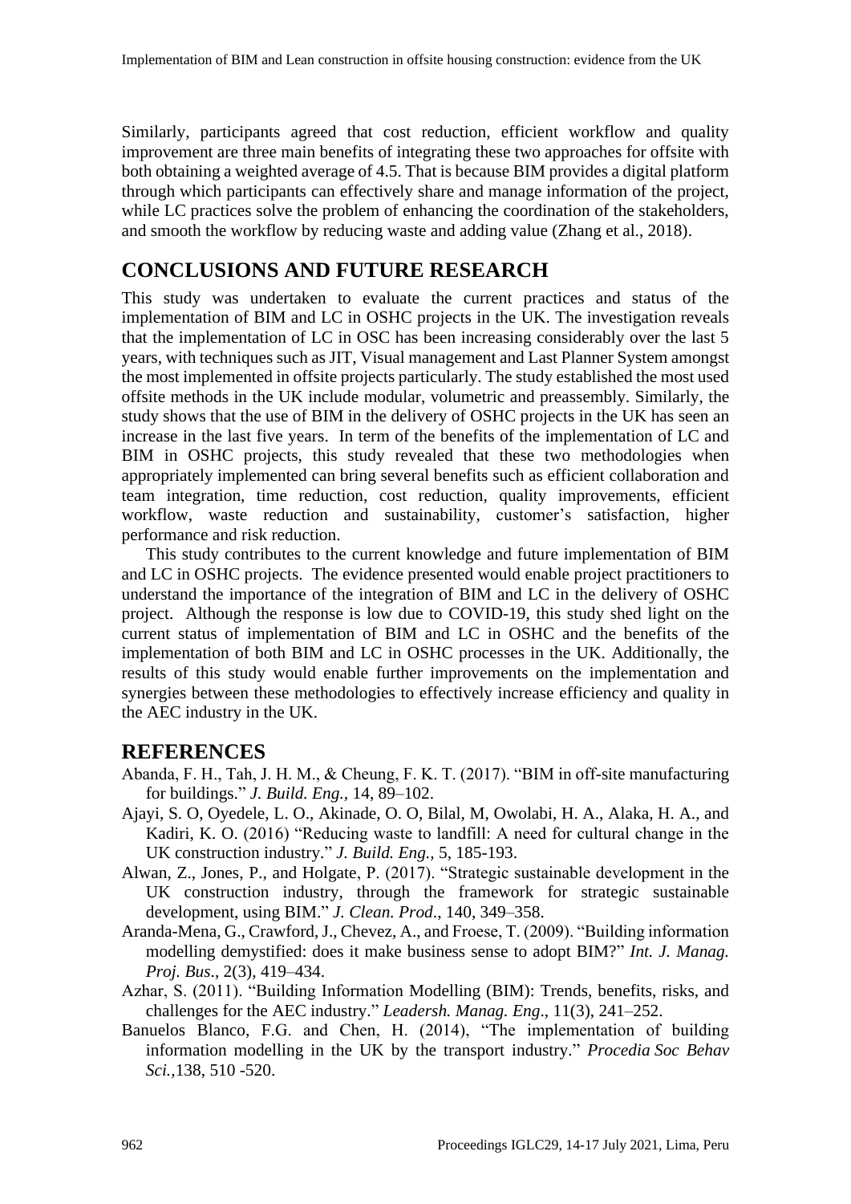Similarly, participants agreed that cost reduction, efficient workflow and quality improvement are three main benefits of integrating these two approaches for offsite with both obtaining a weighted average of 4.5. That is because BIM provides a digital platform through which participants can effectively share and manage information of the project, while LC practices solve the problem of enhancing the coordination of the stakeholders, and smooth the workflow by reducing waste and adding value (Zhang et al., 2018).

## CONCLUSIONS AND FUTURE RESEARCH

This study was undertaken to evaluate the current practices and status of the implementation of BIM and LC in OSHC projects in the UK. The investigation reveals that the implementation of LC in OSC has been increasing considerably over the last 5 years, with techniques such as JIT, Visual management and Last Planner System amongst the most implemented in offsite projects particularly. The study established the most used offsite methods in the UK include modular, volumetric and preassembly. Similarly, the study shows that the use of BIM in the delivery of OSHC projects in the UK has seen an increase in the last five years. In term of the benefits of the implementation of LC and BIM in OSHC projects, this study revealed that these two methodologies when appropriately implemented can bring several benefits such as efficient collaboration and team integration, time reduction, cost reduction, quality improvements, efficient workflow, waste reduction and sustainability, customer's satisfaction, higher performance and risk reduction.

This study contributes to the current knowledge and future implementation of BIM and LC in OSHC projects. The evidence presented would enable project practitioners to understand the importance of the integration of BIM and LC in the delivery of OSHC project. Although the response is low due to COVID-19, this study shed light on the current status of implementation of BIM and LC in OSHC and the benefits of the implementation of both BIM and LC in OSHC processes in the UK. Additionally, the results of this study would enable further improvements on the implementation and synergies between these methodologies to effectively increase efficiency and quality in the AEC industry in the UK.

## REFERENCES

Abanda, F. H., Tah, J. H. M., & Cheung, F. K. T. (2017). "BIM in off-site manufacturing for buildings." *J. Build. Eng.*, 14, 89–102.

Ajayi, S. O, Oyedele, L. O., Akinade, O. O, Bilal, M, Owolabi, H. A., Alaka, H. A., and Kadiri, K. O. (2016) "Reducing waste to landfill: A need for cultural change in the UK construction industry." *J. Build. Eng.,* 5, 185-193.

Alwan, Z., Jones, P., and Holgate, P. (2017). "Strategic sustainable development in the UK construction industry, through the framework for strategic sustainable development, using BIM." *J. Clean. Prod*., 140, 349–358.

Aranda-Mena, G., Crawford, J., Chevez, A., and Froese, T. (2009). "Building information modelling demystified: does it make business sense to adopt BIM?" *Int. J. Manag. Proj. Bus*., 2(3), 419–434.

Azhar, S. (2011). "Building Information Modelling (BIM): Trends, benefits, risks, and challenges for the AEC industry." *Leadersh. Manag. Eng*., 11(3), 241–252.

Banuelos Blanco, F.G. and Chen, H. (2014), "The implementation of building information modelling in the UK by the transport industry." *Procedia Soc Behav Sci.*,138, 510 -520.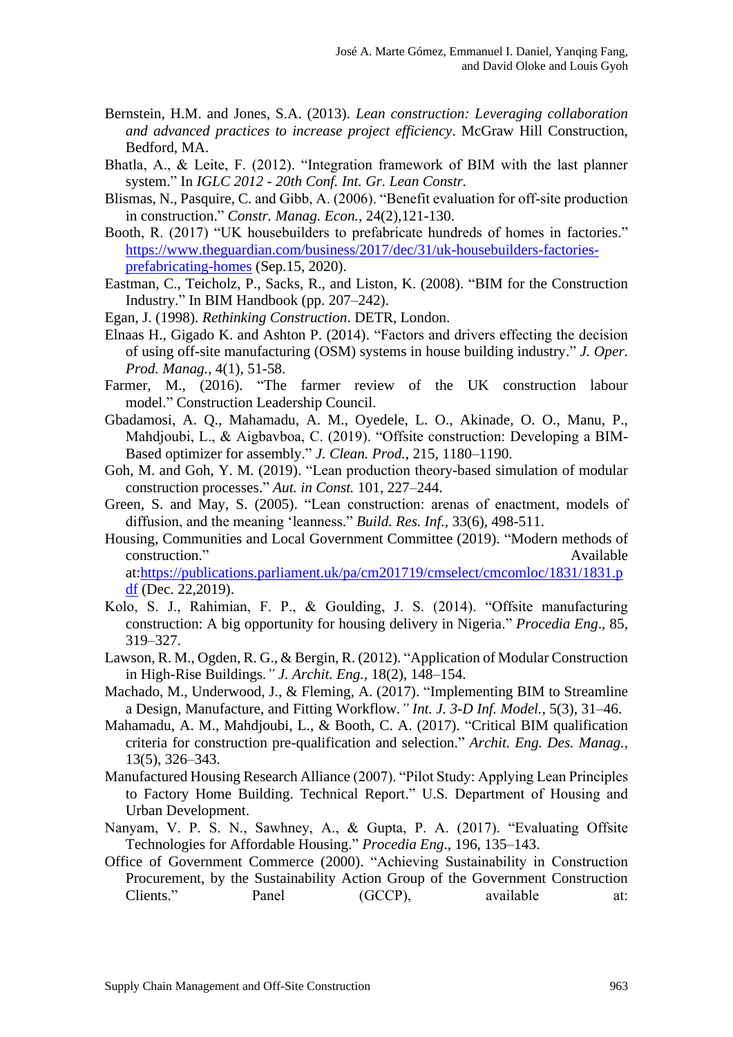Bernstein, H.M. and Jones, S.A. (2013). *Lean construction: Leveraging collaboration and advanced practices to increase project efficiency*. McGraw Hill Construction, Bedford, MA.

Bhatla, A., & Leite, F. (2012). "Integration framework of BIM with the last planner system." In *IGLC 2012 - 20th Conf. Int. Gr. Lean Constr.*

Blismas, N., Pasquire, C. and Gibb, A. (2006). "Benefit evaluation for off-site production in construction." *Constr. Manag. Econ.*, 24(2),121-130.

Booth, R. (2017) "UK housebuilders to prefabricate hundreds of homes in factories." https://www.theguardian.com/business/2017/dec/31/uk-housebuilders-factories-prefabricating-homes (Sep.15, 2020).

Eastman, C., Teicholz, P., Sacks, R., and Liston, K. (2008). "BIM for the Construction Industry." In BIM Handbook (pp. 207–242).

Egan, J. (1998). *Rethinking Construction*. DETR, London.

Elnaas H., Gigado K. and Ashton P. (2014). "Factors and drivers effecting the decision of using off-site manufacturing (OSM) systems in house building industry." *J. Oper. Prod. Manag.*, 4(1), 51-58.

Farmer, M., (2016). "The farmer review of the UK construction labour model." Construction Leadership Council.

Gbadamosi, A. Q., Mahamadu, A. M., Oyedele, L. O., Akinade, O. O., Manu, P., Mahdjoubi, L., & Aigbavboa, C. (2019). "Offsite construction: Developing a BIM-Based optimizer for assembly." *J. Clean. Prod.*, 215, 1180–1190.

Goh, M. and Goh, Y. M. (2019). "Lean production theory-based simulation of modular construction processes." *Aut. in Const.* 101, 227–244.

Green, S. and May, S. (2005). "Lean construction: arenas of enactment, models of diffusion, and the meaning 'leanness." *Build. Res. Inf.*, 33(6), 498-511.

Housing, Communities and Local Government Committee (2019). "Modern methods of construction." Available at:https://publications.parliament.uk/pa/cm201719/cmselect/cmcomloc/1831/1831.pdf (Dec. 22,2019).

Kolo, S. J., Rahimian, F. P., & Goulding, J. S. (2014). "Offsite manufacturing construction: A big opportunity for housing delivery in Nigeria." *Procedia Eng*., 85, 319–327.

Lawson, R. M., Ogden, R. G., & Bergin, R. (2012). "Application of Modular Construction in High-Rise Buildings." *J. Archit. Eng.*, 18(2), 148–154.

Machado, M., Underwood, J., & Fleming, A. (2017). "Implementing BIM to Streamline a Design, Manufacture, and Fitting Workflow." *Int. J. 3-D Inf. Model.*, 5(3), 31–46.

Mahamadu, A. M., Mahdjoubi, L., & Booth, C. A. (2017). "Critical BIM qualification criteria for construction pre-qualification and selection." *Archit. Eng. Des. Manag.*, 13(5), 326–343.

Manufactured Housing Research Alliance (2007). "Pilot Study: Applying Lean Principles to Factory Home Building. Technical Report." U.S. Department of Housing and Urban Development.

Nanyam, V. P. S. N., Sawhney, A., & Gupta, P. A. (2017). "Evaluating Offsite Technologies for Affordable Housing." *Procedia Eng*., 196, 135–143.

Office of Government Commerce (2000). "Achieving Sustainability in Construction Procurement, by the Sustainability Action Group of the Government Construction Clients." Panel (GCCP), available at: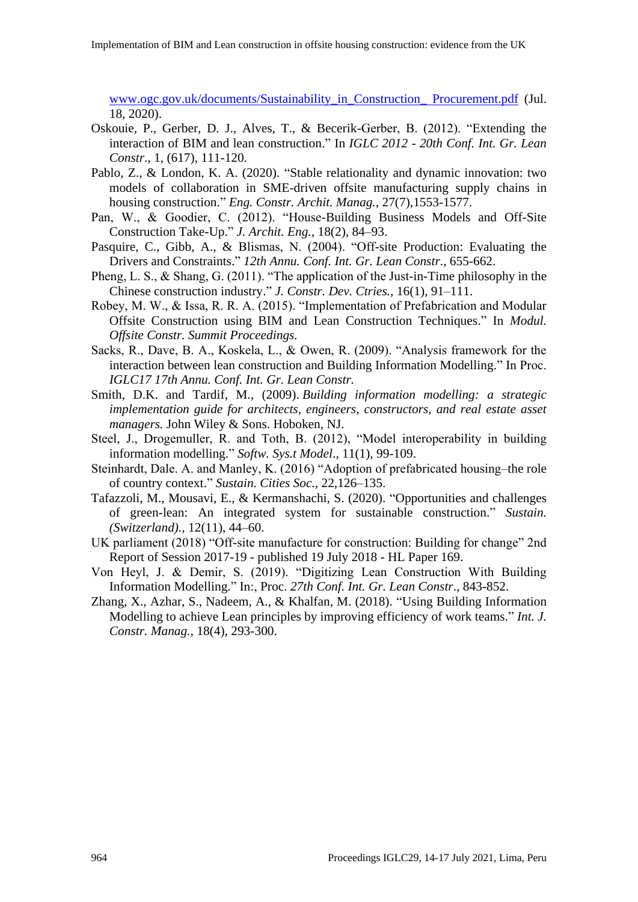www.ogc.gov.uk/documents/Sustainability_in_Construction_ Procurement.pdf (Jul. 18, 2020).

Oskouie, P., Gerber, D. J., Alves, T., & Becerik-Gerber, B. (2012). "Extending the interaction of BIM and lean construction." In *IGLC 2012 - 20th Conf. Int. Gr. Lean Constr*., 1, (617), 111-120.

Pablo, Z., & London, K. A. (2020). "Stable relationality and dynamic innovation: two models of collaboration in SME-driven offsite manufacturing supply chains in housing construction." *Eng. Constr. Archit. Manag.*, 27(7),1553-1577.

Pan, W., & Goodier, C. (2012). "House-Building Business Models and Off-Site Construction Take-Up." *J. Archit. Eng.*, 18(2), 84–93.

Pasquire, C., Gibb, A., & Blismas, N. (2004). "Off-site Production: Evaluating the Drivers and Constraints." *12th Annu. Conf. Int. Gr. Lean Constr*., 655-662.

Pheng, L. S., & Shang, G. (2011). "The application of the Just-in-Time philosophy in the Chinese construction industry." *J. Constr. Dev. Ctries.*, 16(1), 91–111.

Robey, M. W., & Issa, R. R. A. (2015). "Implementation of Prefabrication and Modular Offsite Construction using BIM and Lean Construction Techniques." In *Modul. Offsite Constr. Summit Proceedings.*

Sacks, R., Dave, B. A., Koskela, L., & Owen, R. (2009). "Analysis framework for the interaction between lean construction and Building Information Modelling." In Proc. *IGLC17 17th Annu. Conf. Int. Gr. Lean Constr.*

Smith, D.K. and Tardif, M., (2009). *Building information modelling: a strategic implementation guide for architects, engineers, constructors, and real estate asset managers.* John Wiley & Sons. Hoboken, NJ.

Steel, J., Drogemuller, R. and Toth, B. (2012), "Model interoperability in building information modelling." *Softw. Sys.t Model*., 11(1), 99-109.

Steinhardt, Dale. A. and Manley, K. (2016) "Adoption of prefabricated housing–the role of country context." *Sustain. Cities Soc.*, 22,126–135.

Tafazzoli, M., Mousavi, E., & Kermanshachi, S. (2020). "Opportunities and challenges of green-lean: An integrated system for sustainable construction." *Sustain. (Switzerland).*, 12(11), 44–60.

UK parliament (2018) "Off-site manufacture for construction: Building for change" 2nd Report of Session 2017-19 - published 19 July 2018 - HL Paper 169.

Von Heyl, J. & Demir, S. (2019). "Digitizing Lean Construction With Building Information Modelling." In:, Proc. *27th Conf. Int. Gr. Lean Constr*., 843-852.

Zhang, X., Azhar, S., Nadeem, A., & Khalfan, M. (2018). "Using Building Information Modelling to achieve Lean principles by improving efficiency of work teams." *Int. J. Constr. Manag.*, 18(4), 293-300.